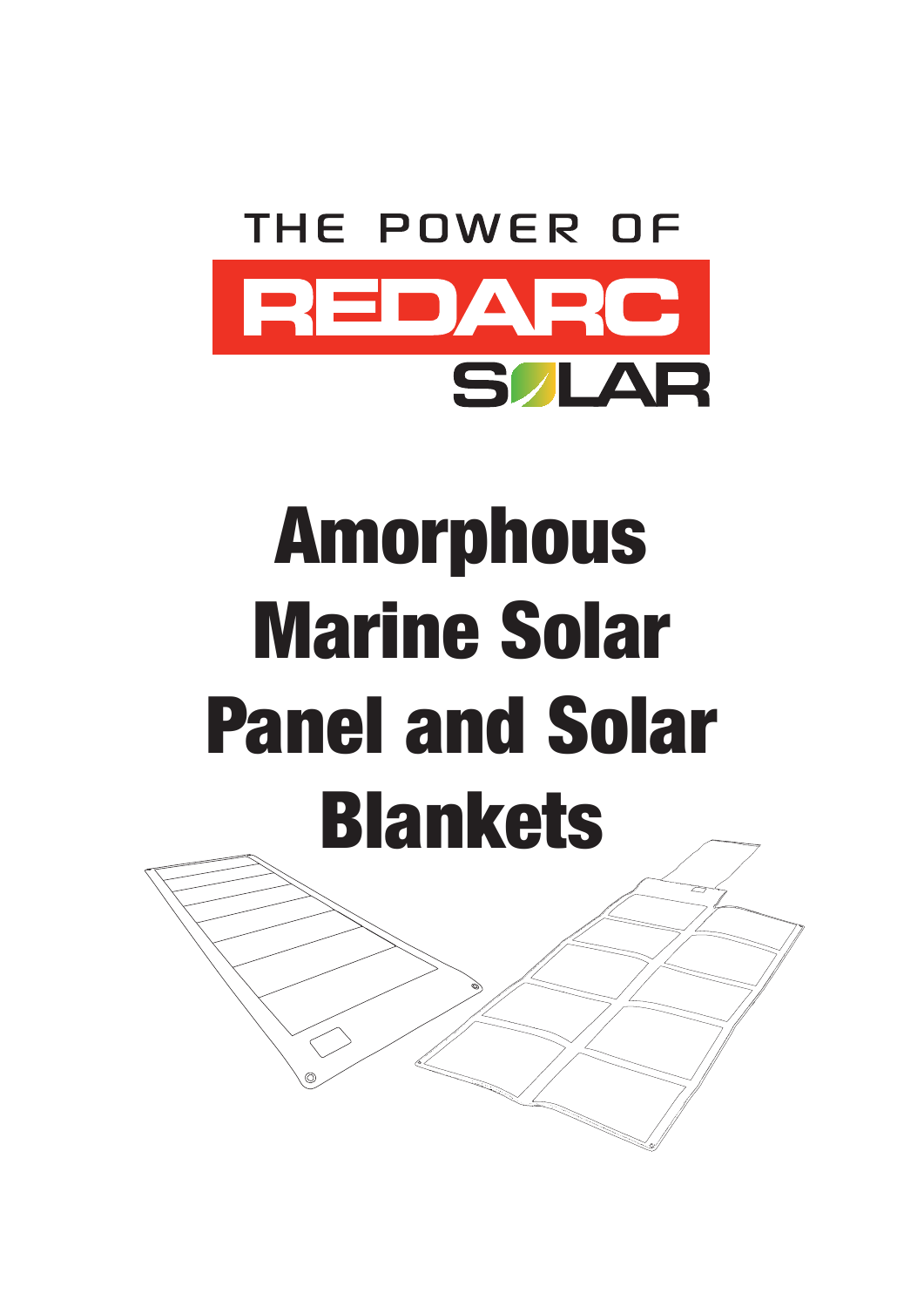THE POWER OF

REDARC

SOLAR

# Amorphous Marine Solar Panel and Solar Blankets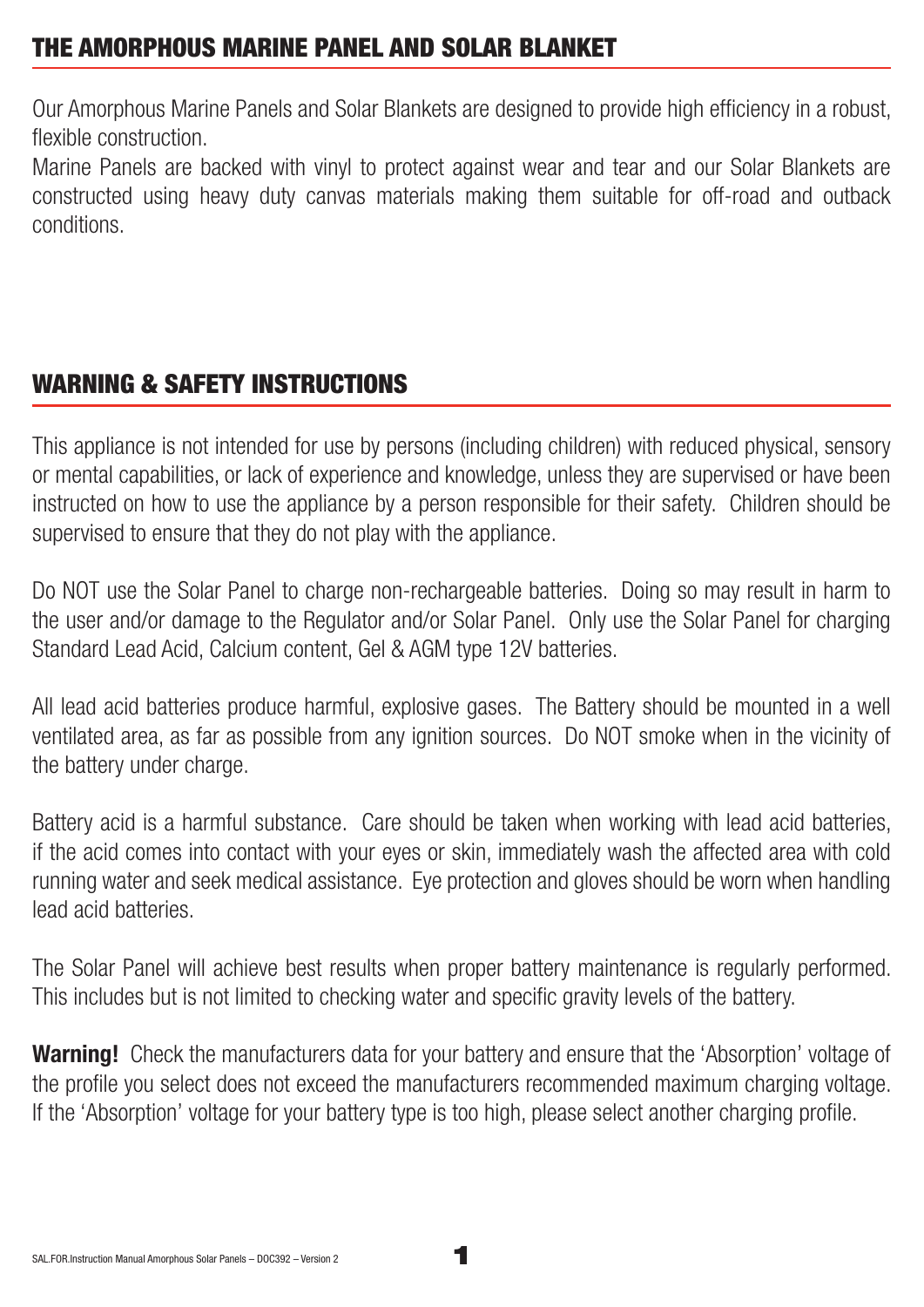## THE AMORPHOUS MARINE PANEL AND SOLAR BLANKET

Our Amorphous Marine Panels and Solar Blankets are designed to provide high efficiency in a robust, flexible construction.
Marine Panels are backed with vinyl to protect against wear and tear and our Solar Blankets are constructed using heavy duty canvas materials making them suitable for off-road and outback conditions.

## WARNING & SAFETY INSTRUCTIONS

This appliance is not intended for use by persons (including children) with reduced physical, sensory or mental capabilities, or lack of experience and knowledge, unless they are supervised or have been instructed on how to use the appliance by a person responsible for their safety. Children should be supervised to ensure that they do not play with the appliance.

Do NOT use the Solar Panel to charge non-rechargeable batteries. Doing so may result in harm to the user and/or damage to the Regulator and/or Solar Panel. Only use the Solar Panel for charging Standard Lead Acid, Calcium content, Gel & AGM type 12V batteries.

All lead acid batteries produce harmful, explosive gases. The Battery should be mounted in a well ventilated area, as far as possible from any ignition sources. Do NOT smoke when in the vicinity of the battery under charge.

Battery acid is a harmful substance. Care should be taken when working with lead acid batteries, if the acid comes into contact with your eyes or skin, immediately wash the affected area with cold running water and seek medical assistance. Eye protection and gloves should be worn when handling lead acid batteries.

The Solar Panel will achieve best results when proper battery maintenance is regularly performed. This includes but is not limited to checking water and specific gravity levels of the battery.

**Warning!** Check the manufacturers data for your battery and ensure that the 'Absorption' voltage of the profile you select does not exceed the manufacturers recommended maximum charging voltage. If the 'Absorption' voltage for your battery type is too high, please select another charging profile.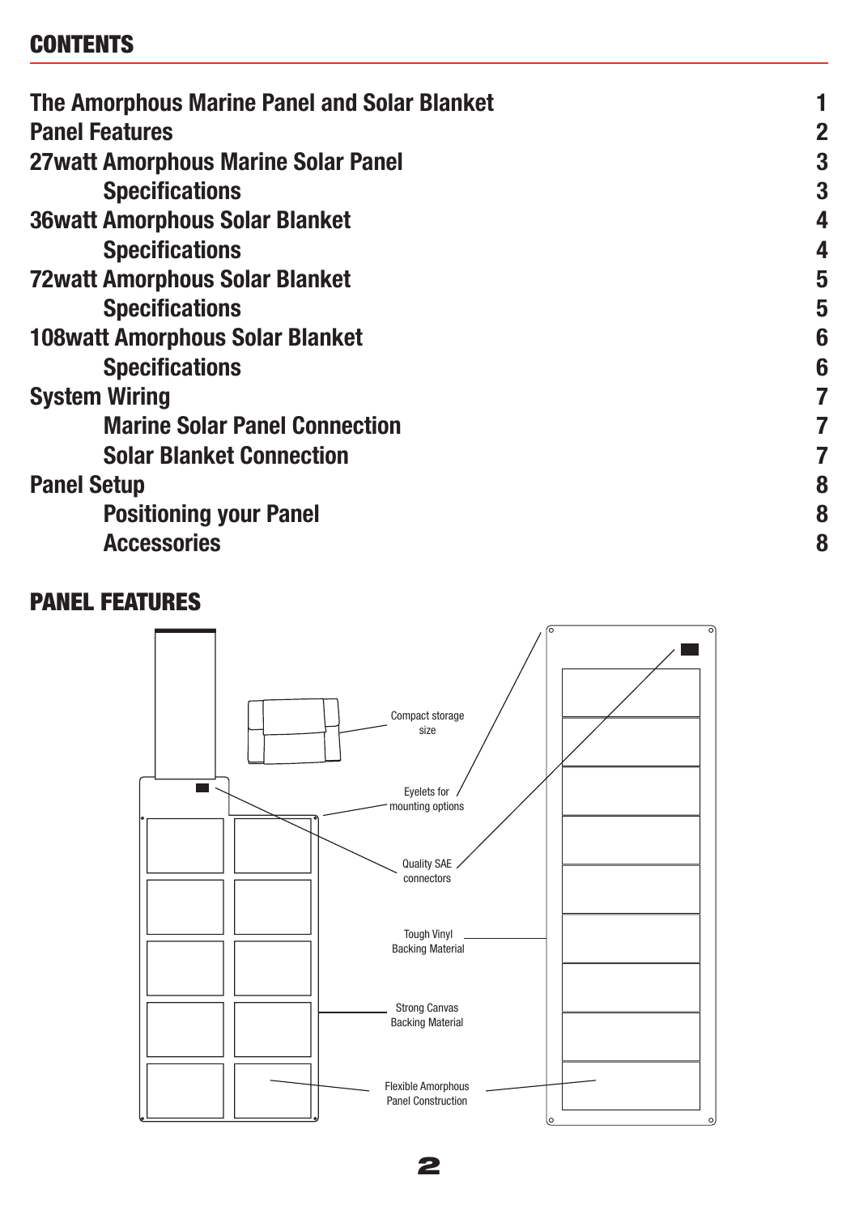## CONTENTS

| | |
|---|---|
| **The Amorphous Marine Panel and Solar Blanket** | **1** |
| **Panel Features** | **2** |
| **27watt Amorphous Marine Solar Panel** | **3** |
| **Specifications** | **3** |
| **36watt Amorphous Solar Blanket** | **4** |
| **Specifications** | **4** |
| **72watt Amorphous Solar Blanket** | **5** |
| **Specifications** | **5** |
| **108watt Amorphous Solar Blanket** | **6** |
| **Specifications** | **6** |
| **System Wiring** | **7** |
| **Marine Solar Panel Connection** | **7** |
| **Solar Blanket Connection** | **7** |
| **Panel Setup** | **8** |
| **Positioning your Panel** | **8** |
| **Accessories** | **8** |

## PANEL FEATURES

Compact storage size

Eyelets for mounting options

Quality SAE connectors

Tough Vinyl Backing Material

Strong Canvas Backing Material

Flexible Amorphous Panel Construction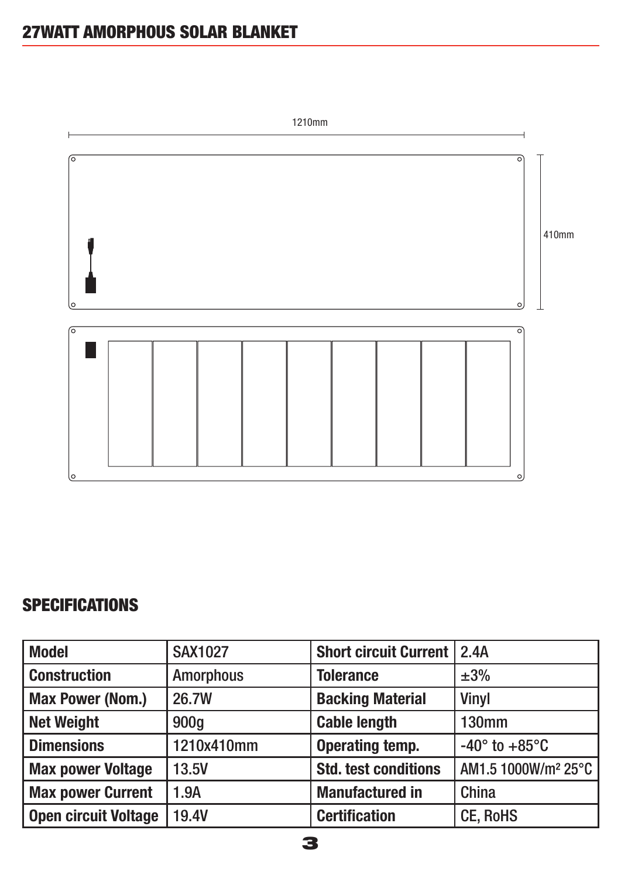## 27WATT AMORPHOUS SOLAR BLANKET

1210mm

410mm

## SPECIFICATIONS

| Model | SAX1027 | Short circuit Current | 2.4A |
|---|---|---|---|
| Construction | Amorphous | Tolerance | ±3% |
| Max Power (Nom.) | 26.7W | Backing Material | Vinyl |
| Net Weight | 900g | Cable length | 130mm |
| Dimensions | 1210x410mm | Operating temp. | -40° to +85°C |
| Max power Voltage | 13.5V | Std. test conditions | AM1.5 1000W/m² 25°C |
| Max power Current | 1.9A | Manufactured in | China |
| Open circuit Voltage | 19.4V | Certification | CE, RoHS |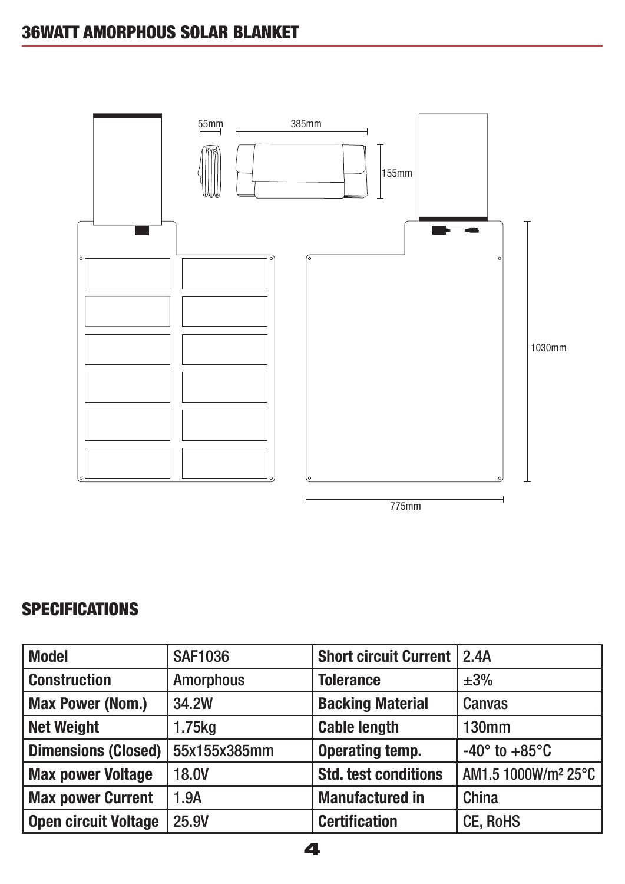# 36WATT AMORPHOUS SOLAR BLANKET

## SPECIFICATIONS

| Model | SAF1036 | Short circuit Current | 2.4A |
|---|---|---|---|
| Construction | Amorphous | Tolerance | ±3% |
| Max Power (Nom.) | 34.2W | Backing Material | Canvas |
| Net Weight | 1.75kg | Cable length | 130mm |
| Dimensions (Closed) | 55x155x385mm | Operating temp. | -40° to +85°C |
| Max power Voltage | 18.0V | Std. test conditions | AM1.5 1000W/m² 25°C |
| Max power Current | 1.9A | Manufactured in | China |
| Open circuit Voltage | 25.9V | Certification | CE, RoHS |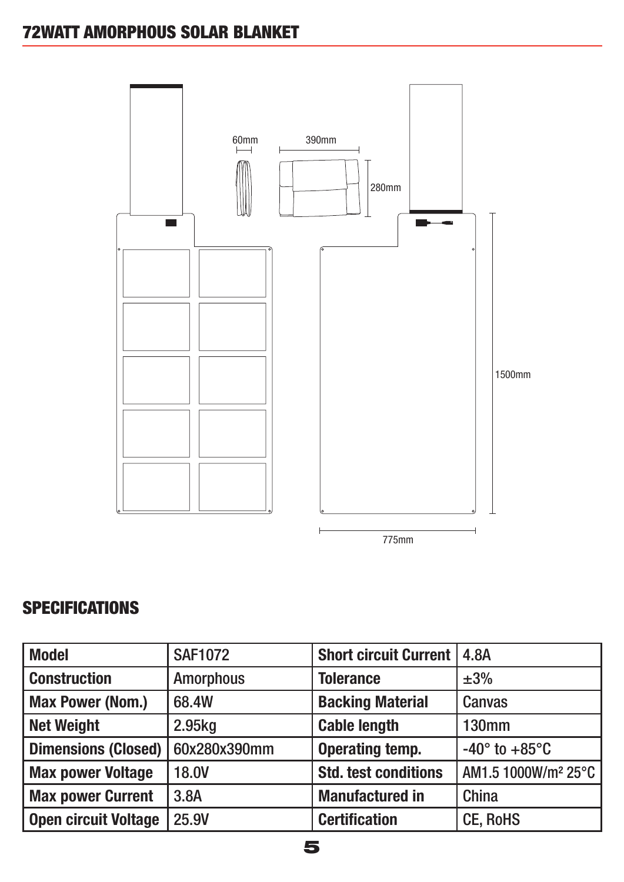## 72WATT AMORPHOUS SOLAR BLANKET

60mm

390mm

280mm

1500mm

775mm

## SPECIFICATIONS

| Model | SAF1072 | Short circuit Current | 4.8A |
|---|---|---|---|
| Construction | Amorphous | Tolerance | ±3% |
| Max Power (Nom.) | 68.4W | Backing Material | Canvas |
| Net Weight | 2.95kg | Cable length | 130mm |
| Dimensions (Closed) | 60x280x390mm | Operating temp. | -40° to +85°C |
| Max power Voltage | 18.0V | Std. test conditions | AM1.5 1000W/m² 25°C |
| Max power Current | 3.8A | Manufactured in | China |
| Open circuit Voltage | 25.9V | Certification | CE, RoHS |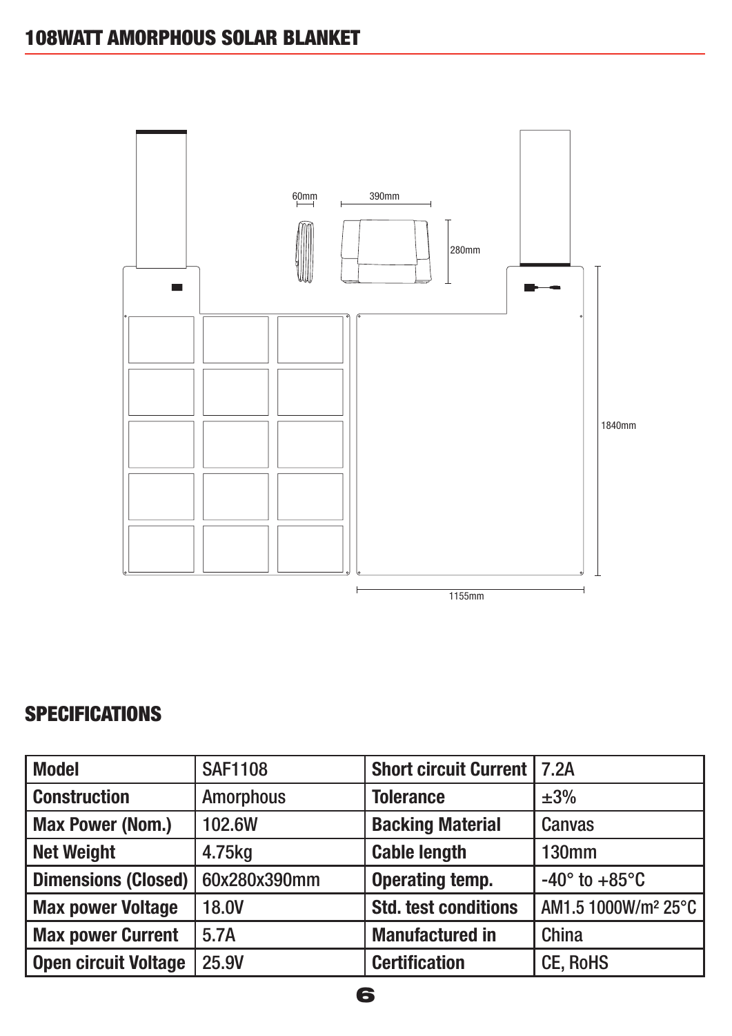# 108WATT AMORPHOUS SOLAR BLANKET

60mm

390mm

280mm

1840mm

1155mm

## SPECIFICATIONS

| Model | SAF1108 | Short circuit Current | 7.2A |
|---|---|---|---|
| Construction | Amorphous | Tolerance | ±3% |
| Max Power (Nom.) | 102.6W | Backing Material | Canvas |
| Net Weight | 4.75kg | Cable length | 130mm |
| Dimensions (Closed) | 60x280x390mm | Operating temp. | -40° to +85°C |
| Max power Voltage | 18.0V | Std. test conditions | AM1.5 1000W/m² 25°C |
| Max power Current | 5.7A | Manufactured in | China |
| Open circuit Voltage | 25.9V | Certification | CE, RoHS |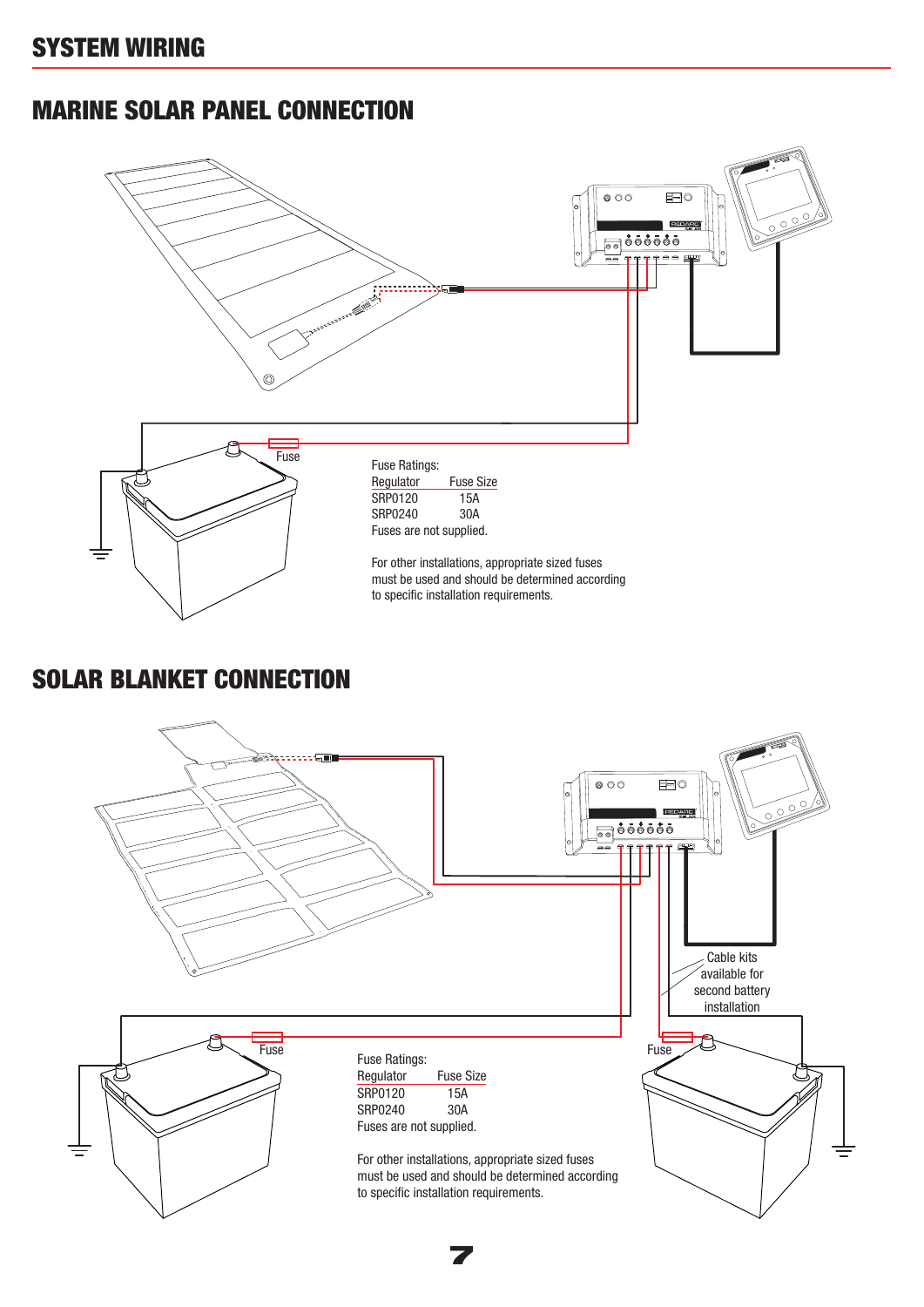# SYSTEM WIRING

## MARINE SOLAR PANEL CONNECTION

Fuse

Fuse Ratings:

| Regulator | Fuse Size |
| --- | --- |
| SRP0120 | 15A |
| SRP0240 | 30A |

Fuses are not supplied.

For other installations, appropriate sized fuses must be used and should be determined according to specific installation requirements.

## SOLAR BLANKET CONNECTION

Cable kits available for second battery installation

Fuse

Fuse

Fuse Ratings:

| Regulator | Fuse Size |
| --- | --- |
| SRP0120 | 15A |
| SRP0240 | 30A |

Fuses are not supplied.

For other installations, appropriate sized fuses must be used and should be determined according to specific installation requirements.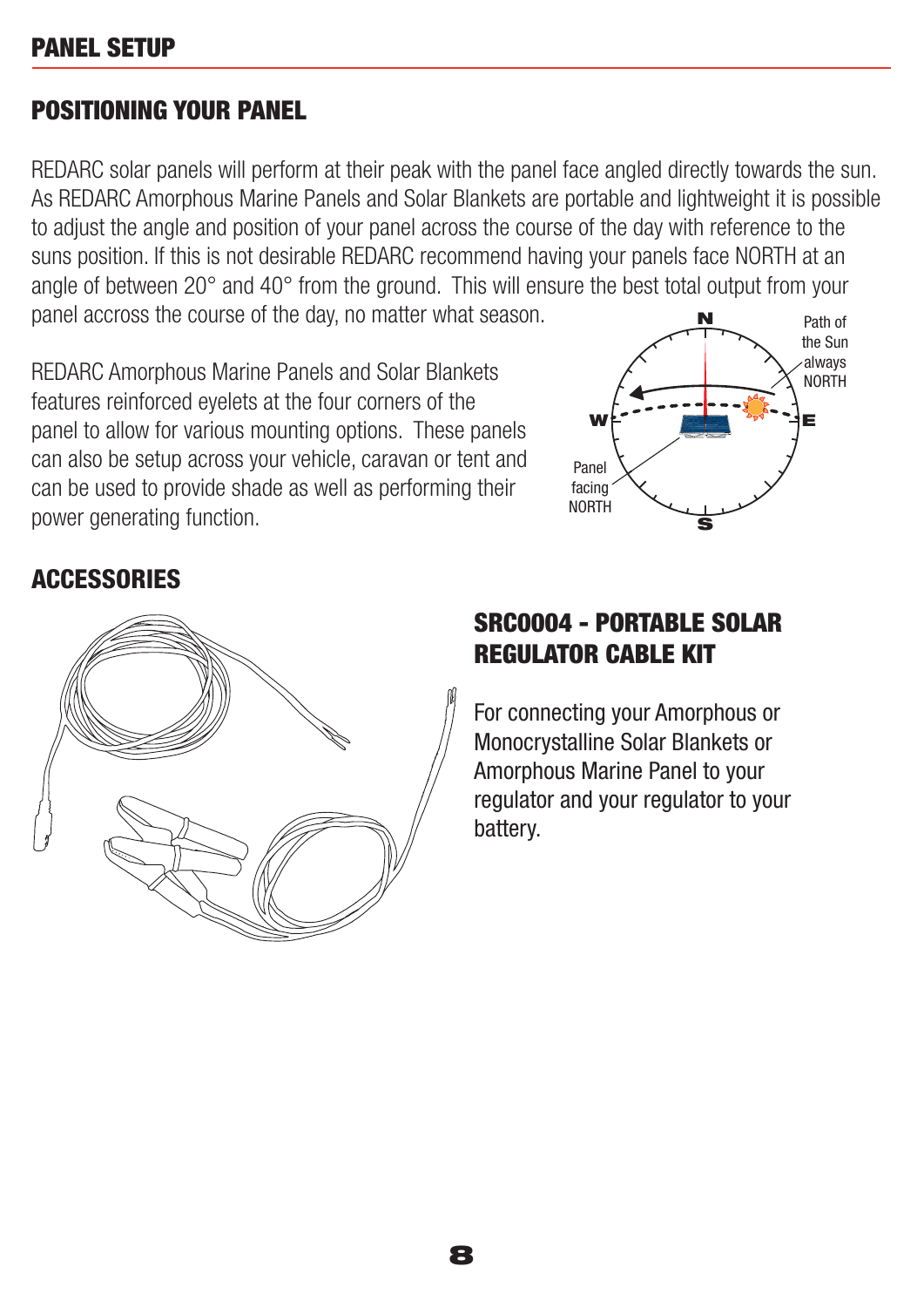# PANEL SETUP

## POSITIONING YOUR PANEL

REDARC solar panels will perform at their peak with the panel face angled directly towards the sun. As REDARC Amorphous Marine Panels and Solar Blankets are portable and lightweight it is possible to adjust the angle and position of your panel across the course of the day with reference to the suns position. If this is not desirable REDARC recommend having your panels face NORTH at an angle of between 20° and 40° from the ground. This will ensure the best total output from your panel accross the course of the day, no matter what season.

REDARC Amorphous Marine Panels and Solar Blankets features reinforced eyelets at the four corners of the panel to allow for various mounting options. These panels can also be setup across your vehicle, caravan or tent and can be used to provide shade as well as performing their power generating function.

## ACCESSORIES

### SRC0004 - PORTABLE SOLAR REGULATOR CABLE KIT

For connecting your Amorphous or Monocrystalline Solar Blankets or Amorphous Marine Panel to your regulator and your regulator to your battery.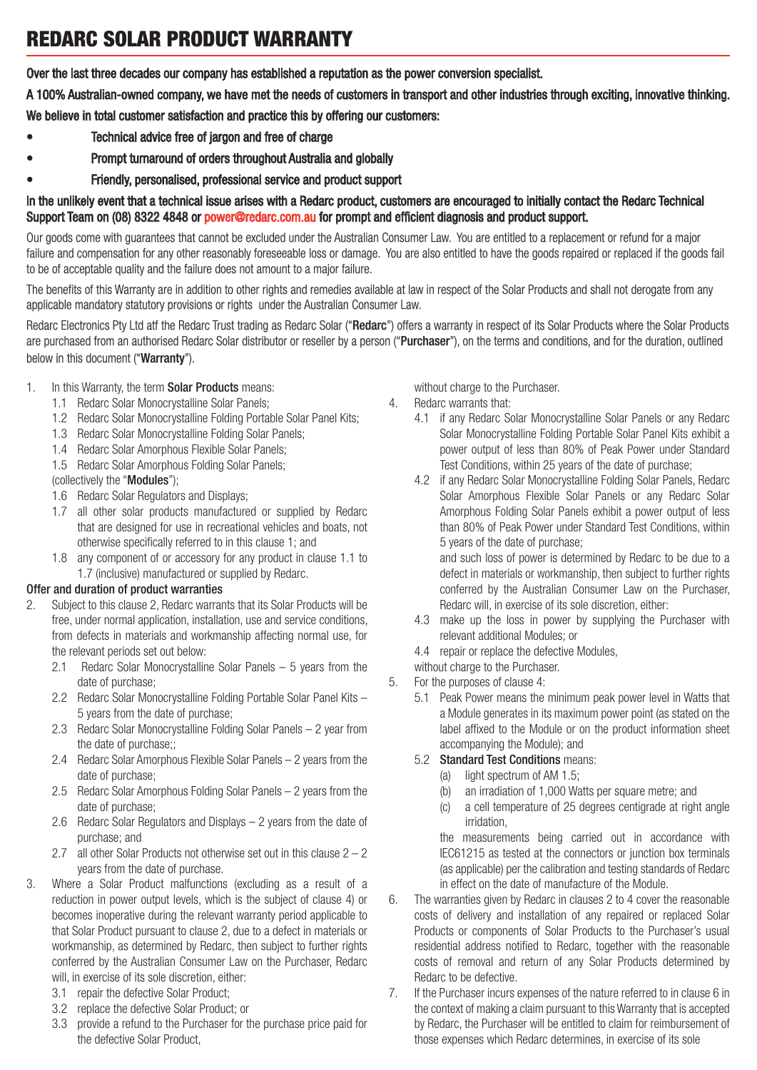# REDARC SOLAR PRODUCT WARRANTY

**Over the last three decades our company has established a reputation as the power conversion specialist.**

**A 100% Australian-owned company, we have met the needs of customers in transport and other industries through exciting, innovative thinking.**

**We believe in total customer satisfaction and practice this by offering our customers:**

- **Technical advice free of jargon and free of charge**
- **Prompt turnaround of orders throughout Australia and globally**
- **Friendly, personalised, professional service and product support**

**In the unlikely event that a technical issue arises with a Redarc product, customers are encouraged to initially contact the Redarc Technical Support Team on (08) 8322 4848 or power@redarc.com.au for prompt and efficient diagnosis and product support.**

Our goods come with guarantees that cannot be excluded under the Australian Consumer Law. You are entitled to a replacement or refund for a major failure and compensation for any other reasonably foreseeable loss or damage. You are also entitled to have the goods repaired or replaced if the goods fail to be of acceptable quality and the failure does not amount to a major failure.

The benefits of this Warranty are in addition to other rights and remedies available at law in respect of the Solar Products and shall not derogate from any applicable mandatory statutory provisions or rights under the Australian Consumer Law.

Redarc Electronics Pty Ltd atf the Redarc Trust trading as Redarc Solar ("**Redarc**") offers a warranty in respect of its Solar Products where the Solar Products are purchased from an authorised Redarc Solar distributor or reseller by a person ("**Purchaser**"), on the terms and conditions, and for the duration, outlined below in this document ("**Warranty**").

1. In this Warranty, the term **Solar Products** means:
   1.1 Redarc Solar Monocrystalline Solar Panels;
   1.2 Redarc Solar Monocrystalline Folding Portable Solar Panel Kits;
   1.3 Redarc Solar Monocrystalline Folding Solar Panels;
   1.4 Redarc Solar Amorphous Flexible Solar Panels;
   1.5 Redarc Solar Amorphous Folding Solar Panels;
   (collectively the "**Modules**");
   1.6 Redarc Solar Regulators and Displays;
   1.7 all other solar products manufactured or supplied by Redarc that are designed for use in recreational vehicles and boats, not otherwise specifically referred to in this clause 1; and
   1.8 any component of or accessory for any product in clause 1.1 to 1.7 (inclusive) manufactured or supplied by Redarc.

**Offer and duration of product warranties**

2. Subject to this clause 2, Redarc warrants that its Solar Products will be free, under normal application, installation, use and service conditions, from defects in materials and workmanship affecting normal use, for the relevant periods set out below:
   2.1 Redarc Solar Monocrystalline Solar Panels – 5 years from the date of purchase;
   2.2 Redarc Solar Monocrystalline Folding Portable Solar Panel Kits – 5 years from the date of purchase;
   2.3 Redarc Solar Monocrystalline Folding Solar Panels – 2 year from the date of purchase;;
   2.4 Redarc Solar Amorphous Flexible Solar Panels – 2 years from the date of purchase;
   2.5 Redarc Solar Amorphous Folding Solar Panels – 2 years from the date of purchase;
   2.6 Redarc Solar Regulators and Displays – 2 years from the date of purchase; and
   2.7 all other Solar Products not otherwise set out in this clause 2 – 2 years from the date of purchase.
3. Where a Solar Product malfunctions (excluding as a result of a reduction in power output levels, which is the subject of clause 4) or becomes inoperative during the relevant warranty period applicable to that Solar Product pursuant to clause 2, due to a defect in materials or workmanship, as determined by Redarc, then subject to further rights conferred by the Australian Consumer Law on the Purchaser, Redarc will, in exercise of its sole discretion, either:
   3.1 repair the defective Solar Product;
   3.2 replace the defective Solar Product; or
   3.3 provide a refund to the Purchaser for the purchase price paid for the defective Solar Product,
   
   without charge to the Purchaser.
4. Redarc warrants that:
   4.1 if any Redarc Solar Monocrystalline Solar Panels or any Redarc Solar Monocrystalline Folding Portable Solar Panel Kits exhibit a power output of less than 80% of Peak Power under Standard Test Conditions, within 25 years of the date of purchase;
   4.2 if any Redarc Solar Monocrystalline Folding Solar Panels, Redarc Solar Amorphous Flexible Solar Panels or any Redarc Solar Amorphous Folding Solar Panels exhibit a power output of less than 80% of Peak Power under Standard Test Conditions, within 5 years of the date of purchase;
   
   and such loss of power is determined by Redarc to be due to a defect in materials or workmanship, then subject to further rights conferred by the Australian Consumer Law on the Purchaser, Redarc will, in exercise of its sole discretion, either:
   
   4.3 make up the loss in power by supplying the Purchaser with relevant additional Modules; or
   4.4 repair or replace the defective Modules,
   
   without charge to the Purchaser.
5. For the purposes of clause 4:
   5.1 Peak Power means the minimum peak power level in Watts that a Module generates in its maximum power point (as stated on the label affixed to the Module or on the product information sheet accompanying the Module); and
   5.2 **Standard Test Conditions** means:
      (a) light spectrum of AM 1.5;
      (b) an irradiation of 1,000 Watts per square metre; and
      (c) a cell temperature of 25 degrees centigrade at right angle irridation,
   
   the measurements being carried out in accordance with IEC61215 as tested at the connectors or junction box terminals (as applicable) per the calibration and testing standards of Redarc in effect on the date of manufacture of the Module.
6. The warranties given by Redarc in clauses 2 to 4 cover the reasonable costs of delivery and installation of any repaired or replaced Solar Products or components of Solar Products to the Purchaser's usual residential address notified to Redarc, together with the reasonable costs of removal and return of any Solar Products determined by Redarc to be defective.
7. If the Purchaser incurs expenses of the nature referred to in clause 6 in the context of making a claim pursuant to this Warranty that is accepted by Redarc, the Purchaser will be entitled to claim for reimbursement of those expenses which Redarc determines, in exercise of its sole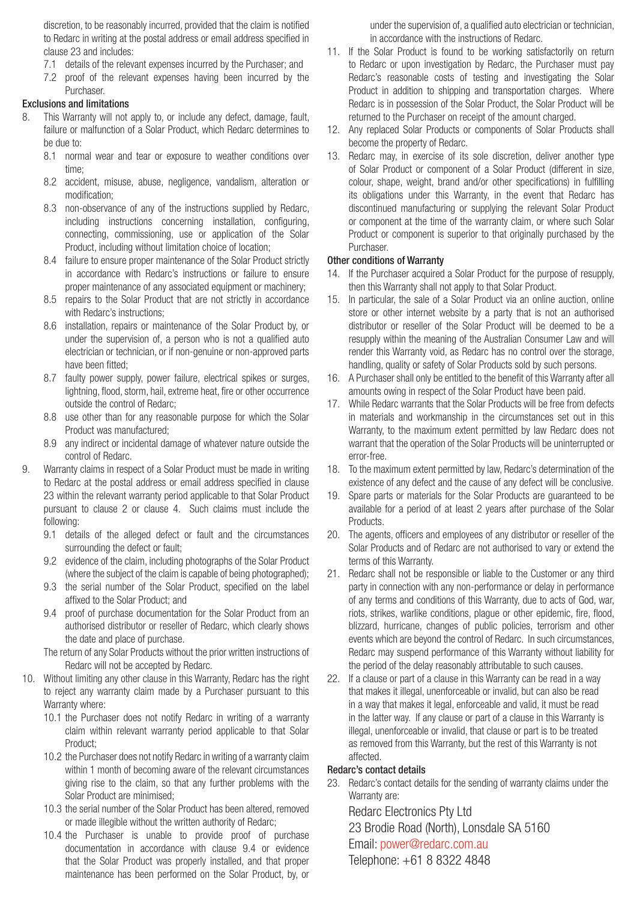discretion, to be reasonably incurred, provided that the claim is notified to Redarc in writing at the postal address or email address specified in clause 23 and includes:

7.1 details of the relevant expenses incurred by the Purchaser; and

7.2 proof of the relevant expenses having been incurred by the Purchaser.

**Exclusions and limitations**

8. This Warranty will not apply to, or include any defect, damage, fault, failure or malfunction of a Solar Product, which Redarc determines to be due to:

   8.1 normal wear and tear or exposure to weather conditions over time;

   8.2 accident, misuse, abuse, negligence, vandalism, alteration or modification;

   8.3 non-observance of any of the instructions supplied by Redarc, including instructions concerning installation, configuring, connecting, commissioning, use or application of the Solar Product, including without limitation choice of location;

   8.4 failure to ensure proper maintenance of the Solar Product strictly in accordance with Redarc's instructions or failure to ensure proper maintenance of any associated equipment or machinery;

   8.5 repairs to the Solar Product that are not strictly in accordance with Redarc's instructions;

   8.6 installation, repairs or maintenance of the Solar Product by, or under the supervision of, a person who is not a qualified auto electrician or technician, or if non-genuine or non-approved parts have been fitted;

   8.7 faulty power supply, power failure, electrical spikes or surges, lightning, flood, storm, hail, extreme heat, fire or other occurrence outside the control of Redarc;

   8.8 use other than for any reasonable purpose for which the Solar Product was manufactured;

   8.9 any indirect or incidental damage of whatever nature outside the control of Redarc.

9. Warranty claims in respect of a Solar Product must be made in writing to Redarc at the postal address or email address specified in clause 23 within the relevant warranty period applicable to that Solar Product pursuant to clause 2 or clause 4. Such claims must include the following:

   9.1 details of the alleged defect or fault and the circumstances surrounding the defect or fault;

   9.2 evidence of the claim, including photographs of the Solar Product (where the subject of the claim is capable of being photographed);

   9.3 the serial number of the Solar Product, specified on the label affixed to the Solar Product; and

   9.4 proof of purchase documentation for the Solar Product from an authorised distributor or reseller of Redarc, which clearly shows the date and place of purchase.

   The return of any Solar Products without the prior written instructions of Redarc will not be accepted by Redarc.

10. Without limiting any other clause in this Warranty, Redarc has the right to reject any warranty claim made by a Purchaser pursuant to this Warranty where:

    10.1 the Purchaser does not notify Redarc in writing of a warranty claim within relevant warranty period applicable to that Solar Product;

    10.2 the Purchaser does not notify Redarc in writing of a warranty claim within 1 month of becoming aware of the relevant circumstances giving rise to the claim, so that any further problems with the Solar Product are minimised;

    10.3 the serial number of the Solar Product has been altered, removed or made illegible without the written authority of Redarc;

    10.4 the Purchaser is unable to provide proof of purchase documentation in accordance with clause 9.4 or evidence that the Solar Product was properly installed, and that proper maintenance has been performed on the Solar Product, by, or under the supervision of, a qualified auto electrician or technician, in accordance with the instructions of Redarc.

11. If the Solar Product is found to be working satisfactorily on return to Redarc or upon investigation by Redarc, the Purchaser must pay Redarc's reasonable costs of testing and investigating the Solar Product in addition to shipping and transportation charges. Where Redarc is in possession of the Solar Product, the Solar Product will be returned to the Purchaser on receipt of the amount charged.

12. Any replaced Solar Products or components of Solar Products shall become the property of Redarc.

13. Redarc may, in exercise of its sole discretion, deliver another type of Solar Product or component of a Solar Product (different in size, colour, shape, weight, brand and/or other specifications) in fulfilling its obligations under this Warranty, in the event that Redarc has discontinued manufacturing or supplying the relevant Solar Product or component at the time of the warranty claim, or where such Solar Product or component is superior to that originally purchased by the Purchaser.

**Other conditions of Warranty**

14. If the Purchaser acquired a Solar Product for the purpose of resupply, then this Warranty shall not apply to that Solar Product.

15. In particular, the sale of a Solar Product via an online auction, online store or other internet website by a party that is not an authorised distributor or reseller of the Solar Product will be deemed to be a resupply within the meaning of the Australian Consumer Law and will render this Warranty void, as Redarc has no control over the storage, handling, quality or safety of Solar Products sold by such persons.

16. A Purchaser shall only be entitled to the benefit of this Warranty after all amounts owing in respect of the Solar Product have been paid.

17. While Redarc warrants that the Solar Products will be free from defects in materials and workmanship in the circumstances set out in this Warranty, to the maximum extent permitted by law Redarc does not warrant that the operation of the Solar Products will be uninterrupted or error-free.

18. To the maximum extent permitted by law, Redarc's determination of the existence of any defect and the cause of any defect will be conclusive.

19. Spare parts or materials for the Solar Products are guaranteed to be available for a period of at least 2 years after purchase of the Solar Products.

20. The agents, officers and employees of any distributor or reseller of the Solar Products and of Redarc are not authorised to vary or extend the terms of this Warranty.

21. Redarc shall not be responsible or liable to the Customer or any third party in connection with any non-performance or delay in performance of any terms and conditions of this Warranty, due to acts of God, war, riots, strikes, warlike conditions, plague or other epidemic, fire, flood, blizzard, hurricane, changes of public policies, terrorism and other events which are beyond the control of Redarc. In such circumstances, Redarc may suspend performance of this Warranty without liability for the period of the delay reasonably attributable to such causes.

22. If a clause or part of a clause in this Warranty can be read in a way that makes it illegal, unenforceable or invalid, but can also be read in a way that makes it legal, enforceable and valid, it must be read in the latter way. If any clause or part of a clause in this Warranty is illegal, unenforceable or invalid, that clause or part is to be treated as removed from this Warranty, but the rest of this Warranty is not affected.

**Redarc's contact details**

23. Redarc's contact details for the sending of warranty claims under the Warranty are:

    Redarc Electronics Pty Ltd
    23 Brodie Road (North), Lonsdale SA 5160
    Email: power@redarc.com.au
    Telephone: +61 8 8322 4848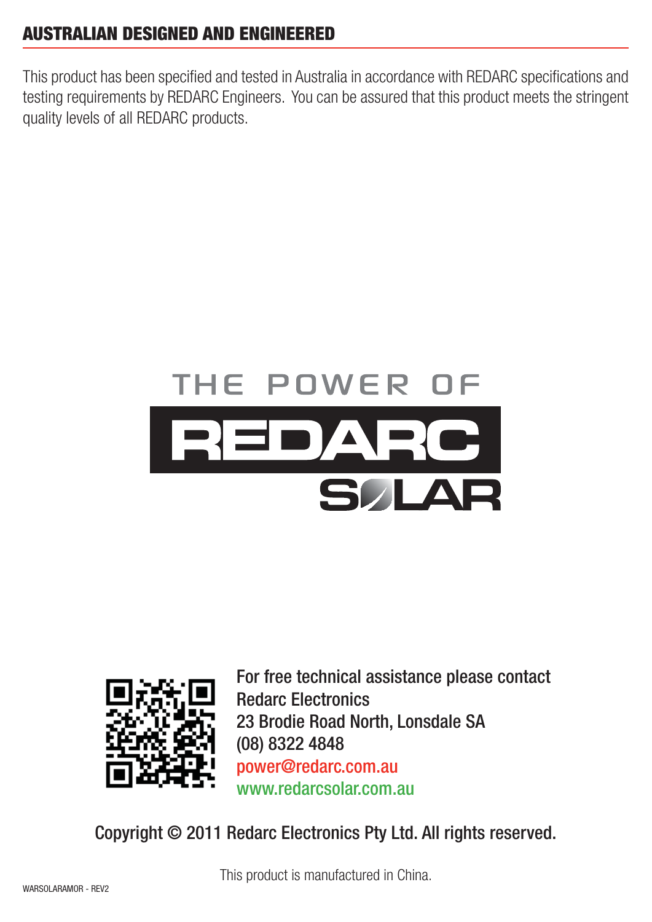## AUSTRALIAN DESIGNED AND ENGINEERED

This product has been specified and tested in Australia in accordance with REDARC specifications and testing requirements by REDARC Engineers. You can be assured that this product meets the stringent quality levels of all REDARC products.

THE POWER OF REDARC SOLAR

For free technical assistance please contact
Redarc Electronics
23 Brodie Road North, Lonsdale SA
(08) 8322 4848
power@redarc.com.au
www.redarcsolar.com.au

Copyright © 2011 Redarc Electronics Pty Ltd. All rights reserved.

This product is manufactured in China.

WARSOLARAMOR - REV2